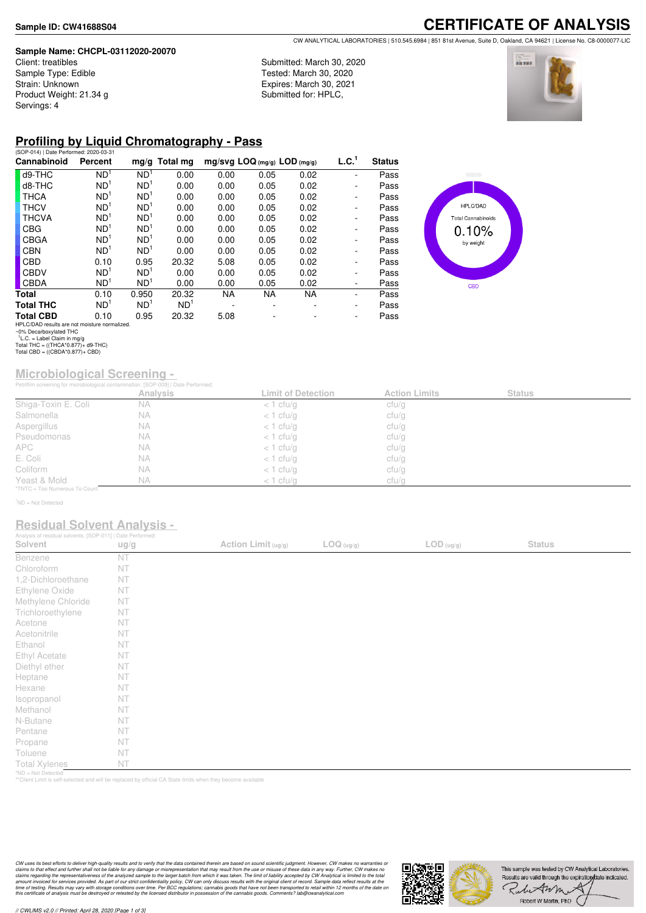**Sample ID: CW41688S04**

# CERTIFICATE OF ANALYSIS

CW ANALYTICAL LABORATORIES | 510.545.6984 | 851 81st Avenue, Suite D, Oakland, CA 94621 | License No. C8-0000077-LIC

**Sample Name: CHCPL-03112020-20070**
Client: treatibles
Sample Type: Edible
Strain: Unknown
Product Weight: 21.34 g
Servings: 4

Submitted: March 30, 2020
Tested: March 30, 2020
Expires: March 30, 2021
Submitted for: HPLC,

## Profiling by Liquid Chromatography - Pass

(SOP-014) | Date Performed: 2020-03-31

| Cannabinoid | Percent | mg/g | Total mg | mg/svg | LOQ (mg/g) | LOD (mg/g) | L.C.[1] | Status |
|---|---|---|---|---|---|---|---|---|
| d9-THC | ND[1] | ND[1] | 0.00 | 0.00 | 0.05 | 0.02 | - | Pass |
| d8-THC | ND[1] | ND[1] | 0.00 | 0.00 | 0.05 | 0.02 | - | Pass |
| THCA | ND[1] | ND[1] | 0.00 | 0.00 | 0.05 | 0.02 | - | Pass |
| THCV | ND[1] | ND[1] | 0.00 | 0.00 | 0.05 | 0.02 | - | Pass |
| THCVA | ND[1] | ND[1] | 0.00 | 0.00 | 0.05 | 0.02 | - | Pass |
| CBG | ND[1] | ND[1] | 0.00 | 0.00 | 0.05 | 0.02 | - | Pass |
| CBGA | ND[1] | ND[1] | 0.00 | 0.00 | 0.05 | 0.02 | - | Pass |
| CBN | ND[1] | ND[1] | 0.00 | 0.00 | 0.05 | 0.02 | - | Pass |
| CBD | 0.10 | 0.95 | 20.32 | 5.08 | 0.05 | 0.02 | - | Pass |
| CBDV | ND[1] | ND[1] | 0.00 | 0.00 | 0.05 | 0.02 | - | Pass |
| CBDA | ND[1] | ND[1] | 0.00 | 0.00 | 0.05 | 0.02 | - | Pass |
| **Total** | 0.10 | 0.950 | 20.32 | NA | NA | NA | - | Pass |
| **Total THC** | ND[1] | ND[1] | ND[1] | - | - | - | - | Pass |
| **Total CBD** | 0.10 | 0.95 | 20.32 | 5.08 | - | - | - | Pass |

HPLC/DAD results are not moisture normalized.
~0% Decarboxylated THC
[1]L.C. = Label Claim in mg/g
Total THC = ((THCA*0.877)+ d9-THC)
Total CBD = ((CBDA*0.877)+ CBD)

HPLC/DAD
Total Cannabinoids
0.10%
by weight
CBD

## Microbiological Screening -

Petrifilm screening for microbiological contamination. [SOP-009] | Date Performed:

| | Analysis | Limit of Detection | Action Limits | Status |
|---|---|---|---|---|
| Shiga-Toxin E. Coli | NA | < 1 cfu/g | cfu/g | |
| Salmonella | NA | < 1 cfu/g | cfu/g | |
| Aspergillus | NA | < 1 cfu/g | cfu/g | |
| Pseudomonas | NA | < 1 cfu/g | cfu/g | |
| APC | NA | < 1 cfu/g | cfu/g | |
| E. Coli | NA | < 1 cfu/g | cfu/g | |
| Coliform | NA | < 1 cfu/g | cfu/g | |
| Yeast & Mold | NA | < 1 cfu/g | cfu/g | |

*TNTC = Too Numerous To Count

[1]ND = Not Detected

## Residual Solvent Analysis -

Analysis of residual solvents. [SOP-011] | Date Performed:

| Solvent | ug/g | Action Limit (ug/g) | LOQ (ug/g) | LOD (ug/g) | Status |
|---|---|---|---|---|---|
| Benzene | NT | | | | |
| Chloroform | NT | | | | |
| 1,2-Dichloroethane | NT | | | | |
| Ethylene Oxide | NT | | | | |
| Methylene Chloride | NT | | | | |
| Trichloroethylene | NT | | | | |
| Acetone | NT | | | | |
| Acetonitrile | NT | | | | |
| Ethanol | NT | | | | |
| Ethyl Acetate | NT | | | | |
| Diethyl ether | NT | | | | |
| Heptane | NT | | | | |
| Hexane | NT | | | | |
| Isopropanol | NT | | | | |
| Methanol | NT | | | | |
| N-Butane | NT | | | | |
| Pentane | NT | | | | |
| Propane | NT | | | | |
| Toluene | NT | | | | |
| Total Xylenes | NT | | | | |

*ND = Not Detected
**Client Limit is self-selected and will be replaced by official CA State limits when they become available

*CW uses its best efforts to deliver high-quality results and to verify that the data contained therein are based on sound scientific judgment. However, CW makes no warranties or claims to that effect and further shall not be liable for any damage or misrepresentation that may result from the use or misuse of these data in any way. Further, CW makes no claims regarding the representativeness of the analyzed sample to the larger batch from which it was taken. The limit of liability accepted by CW Analytical is limited to the total amount invoiced for services provided. As part of our strict confidentiality policy, CW can only discuss results with the original client of record. Sample data reflect results at the time of testing. Results may vary with storage conditions over time. Per BCC regulations; cannabis goods that have not been transported to retail within 12 months of the date on this certificate of analysis must be destroyed or retested by the licensed distributor in possession of the cannabis goods. Comments? lab@cwanalytical.com*

This sample was tested by CW Analytical Laboratories. Results are valid through the expiration date indicated.

Robert W Martin, PhD

// CWLIMS v2.0 // Printed: April 28, 2020 [Page 1 of 3]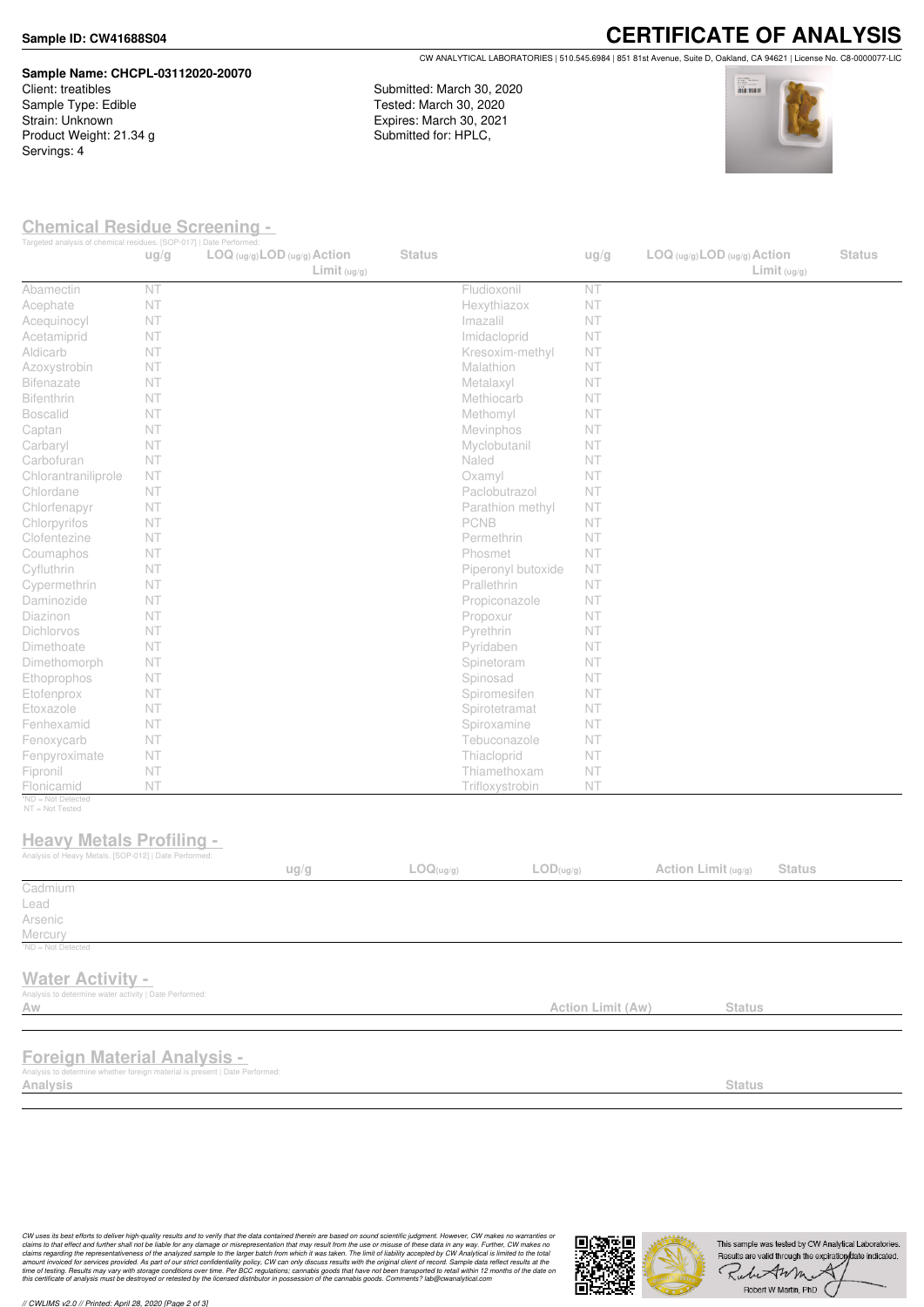**Sample ID: CW41688S04**

# CERTIFICATE OF ANALYSIS

CW ANALYTICAL LABORATORIES | 510.545.6984 | 851 81st Avenue, Suite D, Oakland, CA 94621 | License No. C8-0000077-LIC

**Sample Name: CHCPL-03112020-20070**
Client: treatibles
Sample Type: Edible
Strain: Unknown
Product Weight: 21.34 g
Servings: 4

Submitted: March 30, 2020
Tested: March 30, 2020
Expires: March 30, 2021
Submitted for: HPLC,

## Chemical Residue Screening -

Targeted analysis of chemical residues. [SOP-017] | Date Performed:

| | ug/g | LOQ (ug/g) | LOD (ug/g) | Action Limit (ug/g) | Status | | ug/g | LOQ (ug/g) | LOD (ug/g) | Action Limit (ug/g) | Status |
|---|---|---|---|---|---|---|---|---|---|---|---|
| Abamectin | NT | | | | | Fludioxonil | NT | | | | |
| Acephate | NT | | | | | Hexythiazox | NT | | | | |
| Acequinocyl | NT | | | | | Imazalil | NT | | | | |
| Acetamiprid | NT | | | | | Imidacloprid | NT | | | | |
| Aldicarb | NT | | | | | Kresoxim-methyl | NT | | | | |
| Azoxystrobin | NT | | | | | Malathion | NT | | | | |
| Bifenazate | NT | | | | | Metalaxyl | NT | | | | |
| Bifenthrin | NT | | | | | Methiocarb | NT | | | | |
| Boscalid | NT | | | | | Methomyl | NT | | | | |
| Captan | NT | | | | | Mevinphos | NT | | | | |
| Carbaryl | NT | | | | | Myclobutanil | NT | | | | |
| Carbofuran | NT | | | | | Naled | NT | | | | |
| Chlorantraniliprole | NT | | | | | Oxamyl | NT | | | | |
| Chlordane | NT | | | | | Paclobutrazol | NT | | | | |
| Chlorfenapyr | NT | | | | | Parathion methyl | NT | | | | |
| Chlorpyrifos | NT | | | | | PCNB | NT | | | | |
| Clofentezine | NT | | | | | Permethrin | NT | | | | |
| Coumaphos | NT | | | | | Phosmet | NT | | | | |
| Cyfluthrin | NT | | | | | Piperonyl butoxide | NT | | | | |
| Cypermethrin | NT | | | | | Prallethrin | NT | | | | |
| Daminozide | NT | | | | | Propiconazole | NT | | | | |
| Diazinon | NT | | | | | Propoxur | NT | | | | |
| Dichlorvos | NT | | | | | Pyrethrin | NT | | | | |
| Dimethoate | NT | | | | | Pyridaben | NT | | | | |
| Dimethomorph | NT | | | | | Spinetoram | NT | | | | |
| Ethoprophos | NT | | | | | Spinosad | NT | | | | |
| Etofenprox | NT | | | | | Spiromesifen | NT | | | | |
| Etoxazole | NT | | | | | Spirotetramat | NT | | | | |
| Fenhexamid | NT | | | | | Spiroxamine | NT | | | | |
| Fenoxycarb | NT | | | | | Tebuconazole | NT | | | | |
| Fenpyroximate | NT | | | | | Thiacloprid | NT | | | | |
| Fipronil | NT | | | | | Thiamethoxam | NT | | | | |
| Flonicamid | NT | | | | | Trifloxystrobin | NT | | | | |

*ND = Not Detected
NT = Not Tested

## Heavy Metals Profiling -

Analysis of Heavy Metals. [SOP-012] | Date Performed:

| | ug/g | LOQ(ug/g) | LOD(ug/g) | Action Limit (ug/g) | Status |
|---|---|---|---|---|---|
| Cadmium | | | | | |
| Lead | | | | | |
| Arsenic | | | | | |
| Mercury | | | | | |

*ND = Not Detected

## Water Activity -

Analysis to determine water activity | Date Performed:

| Aw | Action Limit (Aw) | Status |
|---|---|---|
| | | |

## Foreign Material Analysis -

Analysis to determine whether foreign material is present | Date Performed:

| Analysis | Status |
|---|---|
| | |

*CW uses its best efforts to deliver high-quality results and to verify that the data contained therein are based on sound scientific judgment. However, CW makes no warranties or claims to that effect and further shall not be liable for any damage or misrepresentation that may result from the use or misuse of these data in any way. Further, CW makes no claims regarding the representativeness of the analyzed sample to the larger batch from which it was taken. The limit of liability accepted by CW Analytical is limited to the total amount invoiced for services provided. As part of our strict confidentiality policy, CW can only discuss results with the original client of record. Sample data reflect results at the time of testing. Results may vary with storage conditions over time. Per BCC regulations; cannabis goods that have not been transported to retail within 12 months of the date on this certificate of analysis must be destroyed or retested by the licensed distributor in possession of the cannabis goods. Comments? lab@cwanalytical.com*

This sample was tested by CW Analytical Laboratories. Results are valid through the expiration date indicated.

Robert W Martin, PhD

// CWLIMS v2.0 // Printed: April 28, 2020 [Page 2 of 3]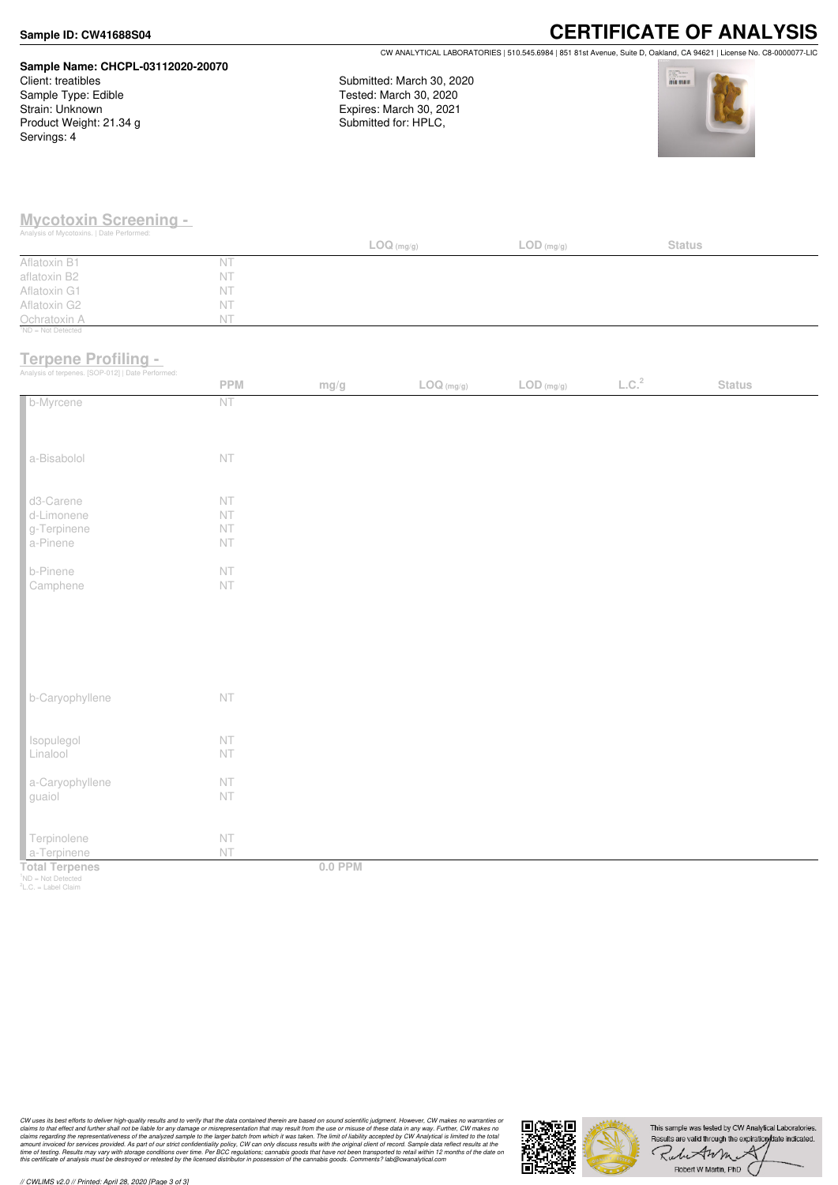**Sample ID: CW41688S04**

# CERTIFICATE OF ANALYSIS

CW ANALYTICAL LABORATORIES | 510.545.6984 | 851 81st Avenue, Suite D, Oakland, CA 94621 | License No. C8-0000077-LIC

**Sample Name: CHCPL-03112020-20070**
Client: treatibles
Sample Type: Edible
Strain: Unknown
Product Weight: 21.34 g
Servings: 4

Submitted: March 30, 2020
Tested: March 30, 2020
Expires: March 30, 2021
Submitted for: HPLC,

## Mycotoxin Screening -

Analysis of Mycotoxins. | Date Performed:

| | | LOQ (mg/g) | LOD (mg/g) | Status |
|---|---|---|---|---|
| Aflatoxin B1 | NT | | | |
| aflatoxin B2 | NT | | | |
| Aflatoxin G1 | NT | | | |
| Aflatoxin G2 | NT | | | |
| Ochratoxin A | NT | | | |

[1]ND = Not Detected

## Terpene Profiling -

Analysis of terpenes. [SOP-012] | Date Performed:

| | PPM | mg/g | LOQ (mg/g) | LOD (mg/g) | L.C.[2] | Status |
|---|---|---|---|---|---|---|
| b-Myrcene | NT | | | | | |
| a-Bisabolol | NT | | | | | |
| d3-Carene | NT | | | | | |
| d-Limonene | NT | | | | | |
| g-Terpinene | NT | | | | | |
| a-Pinene | NT | | | | | |
| b-Pinene | NT | | | | | |
| Camphene | NT | | | | | |
| b-Caryophyllene | NT | | | | | |
| Isopulegol | NT | | | | | |
| Linalool | NT | | | | | |
| a-Caryophyllene | NT | | | | | |
| guaiol | NT | | | | | |
| Terpinolene | NT | | | | | |
| a-Terpinene | NT | | | | | |
| **Total Terpenes** | | **0.0 PPM** | | | | |

[1]ND = Not Detected
[2]L.C. = Label Claim

*CW uses its best efforts to deliver high-quality results and to verify that the data contained therein are based on sound scientific judgment. However, CW makes no warranties or claims to that effect and further shall not be liable for any damage or misrepresentation that may result from the use or misuse of these data in any way. Further, CW makes no claims regarding the representativeness of the analyzed sample to the larger batch from which it was taken. The limit of liability accepted by CW Analytical is limited to the total amount invoiced for services provided. As part of our strict confidentiality policy, CW can only discuss results with the original client of record. Sample data reflect results at the time of testing. Results may vary with storage conditions over time. Per BCC regulations; cannabis goods that have not been transported to retail within 12 months of the date on this certificate of analysis must be destroyed or retested by the licensed distributor in possession of the cannabis goods. Comments? lab@cwanalytical.com*

This sample was tested by CW Analytical Laboratories. Results are valid through the expiration date indicated.

Robert W Martin, PhD

// CWLIMS v2.0 // Printed: April 28, 2020 [Page 3 of 3]